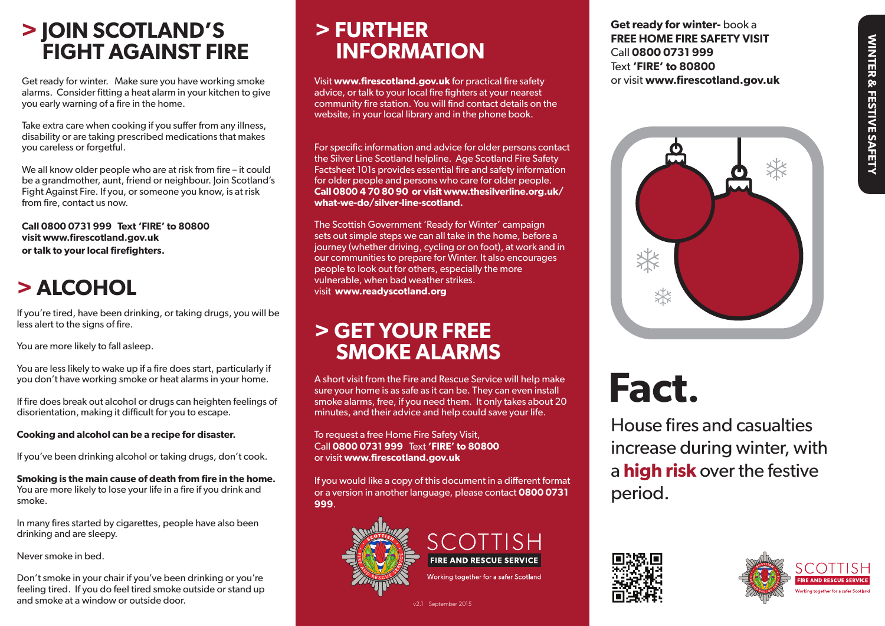# > JOIN SCOTLAND'S FIGHT AGAINST FIRE

Get ready for winter. Make sure you have working smoke alarms. Consider fitting a heat alarm in your kitchen to give you early warning of a fire in the home.

Take extra care when cooking if you suffer from any illness, disability or are taking prescribed medications that makes you careless or forgetful.

We all know older people who are at risk from fire – it could be a grandmother, aunt, friend or neighbour. Join Scotland's Fight Against Fire. If you, or someone you know, is at risk from fire, contact us now.

**Call 0800 0731 999 Text 'FIRE' to 80800**
**visit www.firescotland.gov.uk**
**or talk to your local firefighters.**

# > ALCOHOL

If you're tired, have been drinking, or taking drugs, you will be less alert to the signs of fire.

You are more likely to fall asleep.

You are less likely to wake up if a fire does start, particularly if you don't have working smoke or heat alarms in your home.

If fire does break out alcohol or drugs can heighten feelings of disorientation, making it difficult for you to escape.

**Cooking and alcohol can be a recipe for disaster.**

If you've been drinking alcohol or taking drugs, don't cook.

**Smoking is the main cause of death from fire in the home.** You are more likely to lose your life in a fire if you drink and smoke.

In many fires started by cigarettes, people have also been drinking and are sleepy.

Never smoke in bed.

Don't smoke in your chair if you've been drinking or you're feeling tired. If you do feel tired smoke outside or stand up and smoke at a window or outside door.

# > FURTHER INFORMATION

Visit **www.firescotland.gov.uk** for practical fire safety advice, or talk to your local fire fighters at your nearest community fire station. You will find contact details on the website, in your local library and in the phone book.

For specific information and advice for older persons contact the Silver Line Scotland helpline. Age Scotland Fire Safety Factsheet 101s provides essential fire and safety information for older people and persons who care for older people. **Call 0800 4 70 80 90 or visit www.thesilverline.org.uk/what-we-do/silver-line-scotland.**

The Scottish Government 'Ready for Winter' campaign sets out simple steps we can all take in the home, before a journey (whether driving, cycling or on foot), at work and in our communities to prepare for Winter. It also encourages people to look out for others, especially the more vulnerable, when bad weather strikes.
visit **www.readyscotland.org**

# > GET YOUR FREE SMOKE ALARMS

A short visit from the Fire and Rescue Service will help make sure your home is as safe as it can be. They can even install smoke alarms, free, if you need them. It only takes about 20 minutes, and their advice and help could save your life.

To request a free Home Fire Safety Visit,
Call **0800 0731 999** Text **'FIRE' to 80800**
or visit **www.firescotland.gov.uk**

If you would like a copy of this document in a different format or a version in another language, please contact **0800 0731 999**.

SCOTTISH FIRE AND RESCUE SERVICE
Working together for a safer Scotland

v2.1 September 2015

**WINTER & FESTIVE SAFETY**

**Get ready for winter-** book a **FREE HOME FIRE SAFETY VISIT**
Call **0800 0731 999**
Text **'FIRE' to 80800**
or visit **www.firescotland.gov.uk**

# Fact.

House fires and casualties increase during winter, with a **high risk** over the festive period.

SCOTTISH FIRE AND RESCUE SERVICE
Working together for a safer Scotland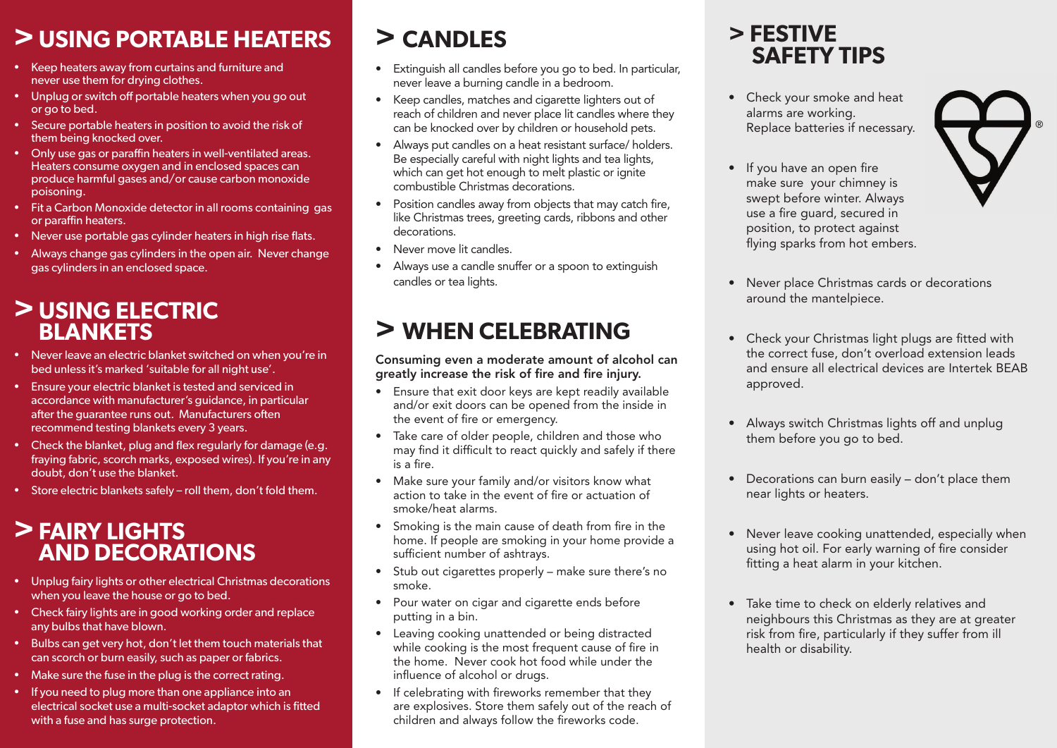## > USING PORTABLE HEATERS

- Keep heaters away from curtains and furniture and never use them for drying clothes.
- Unplug or switch off portable heaters when you go out or go to bed.
- Secure portable heaters in position to avoid the risk of them being knocked over.
- Only use gas or paraffin heaters in well-ventilated areas. Heaters consume oxygen and in enclosed spaces can produce harmful gases and/or cause carbon monoxide poisoning.
- Fit a Carbon Monoxide detector in all rooms containing gas or paraffin heaters.
- Never use portable gas cylinder heaters in high rise flats.
- Always change gas cylinders in the open air. Never change gas cylinders in an enclosed space.

## > USING ELECTRIC BLANKETS

- Never leave an electric blanket switched on when you're in bed unless it's marked 'suitable for all night use'.
- Ensure your electric blanket is tested and serviced in accordance with manufacturer's guidance, in particular after the guarantee runs out. Manufacturers often recommend testing blankets every 3 years.
- Check the blanket, plug and flex regularly for damage (e.g. fraying fabric, scorch marks, exposed wires). If you're in any doubt, don't use the blanket.
- Store electric blankets safely – roll them, don't fold them.

## > FAIRY LIGHTS AND DECORATIONS

- Unplug fairy lights or other electrical Christmas decorations when you leave the house or go to bed.
- Check fairy lights are in good working order and replace any bulbs that have blown.
- Bulbs can get very hot, don't let them touch materials that can scorch or burn easily, such as paper or fabrics.
- Make sure the fuse in the plug is the correct rating.
- If you need to plug more than one appliance into an electrical socket use a multi-socket adaptor which is fitted with a fuse and has surge protection.

## > CANDLES

- Extinguish all candles before you go to bed. In particular, never leave a burning candle in a bedroom.
- Keep candles, matches and cigarette lighters out of reach of children and never place lit candles where they can be knocked over by children or household pets.
- Always put candles on a heat resistant surface/ holders. Be especially careful with night lights and tea lights, which can get hot enough to melt plastic or ignite combustible Christmas decorations.
- Position candles away from objects that may catch fire, like Christmas trees, greeting cards, ribbons and other decorations.
- Never move lit candles.
- Always use a candle snuffer or a spoon to extinguish candles or tea lights.

## > WHEN CELEBRATING

**Consuming even a moderate amount of alcohol can greatly increase the risk of fire and fire injury.**

- Ensure that exit door keys are kept readily available and/or exit doors can be opened from the inside in the event of fire or emergency.
- Take care of older people, children and those who may find it difficult to react quickly and safely if there is a fire.
- Make sure your family and/or visitors know what action to take in the event of fire or actuation of smoke/heat alarms.
- Smoking is the main cause of death from fire in the home. If people are smoking in your home provide a sufficient number of ashtrays.
- Stub out cigarettes properly – make sure there's no smoke.
- Pour water on cigar and cigarette ends before putting in a bin.
- Leaving cooking unattended or being distracted while cooking is the most frequent cause of fire in the home. Never cook hot food while under the influence of alcohol or drugs.
- If celebrating with fireworks remember that they are explosives. Store them safely out of the reach of children and always follow the fireworks code.

## > FESTIVE SAFETY TIPS

- Check your smoke and heat alarms are working. Replace batteries if necessary.
- If you have an open fire make sure your chimney is swept before winter. Always use a fire guard, secured in position, to protect against flying sparks from hot embers.
- Never place Christmas cards or decorations around the mantelpiece.
- Check your Christmas light plugs are fitted with the correct fuse, don't overload extension leads and ensure all electrical devices are Intertek BEAB approved.
- Always switch Christmas lights off and unplug them before you go to bed.
- Decorations can burn easily – don't place them near lights or heaters.
- Never leave cooking unattended, especially when using hot oil. For early warning of fire consider fitting a heat alarm in your kitchen.
- Take time to check on elderly relatives and neighbours this Christmas as they are at greater risk from fire, particularly if they suffer from ill health or disability.